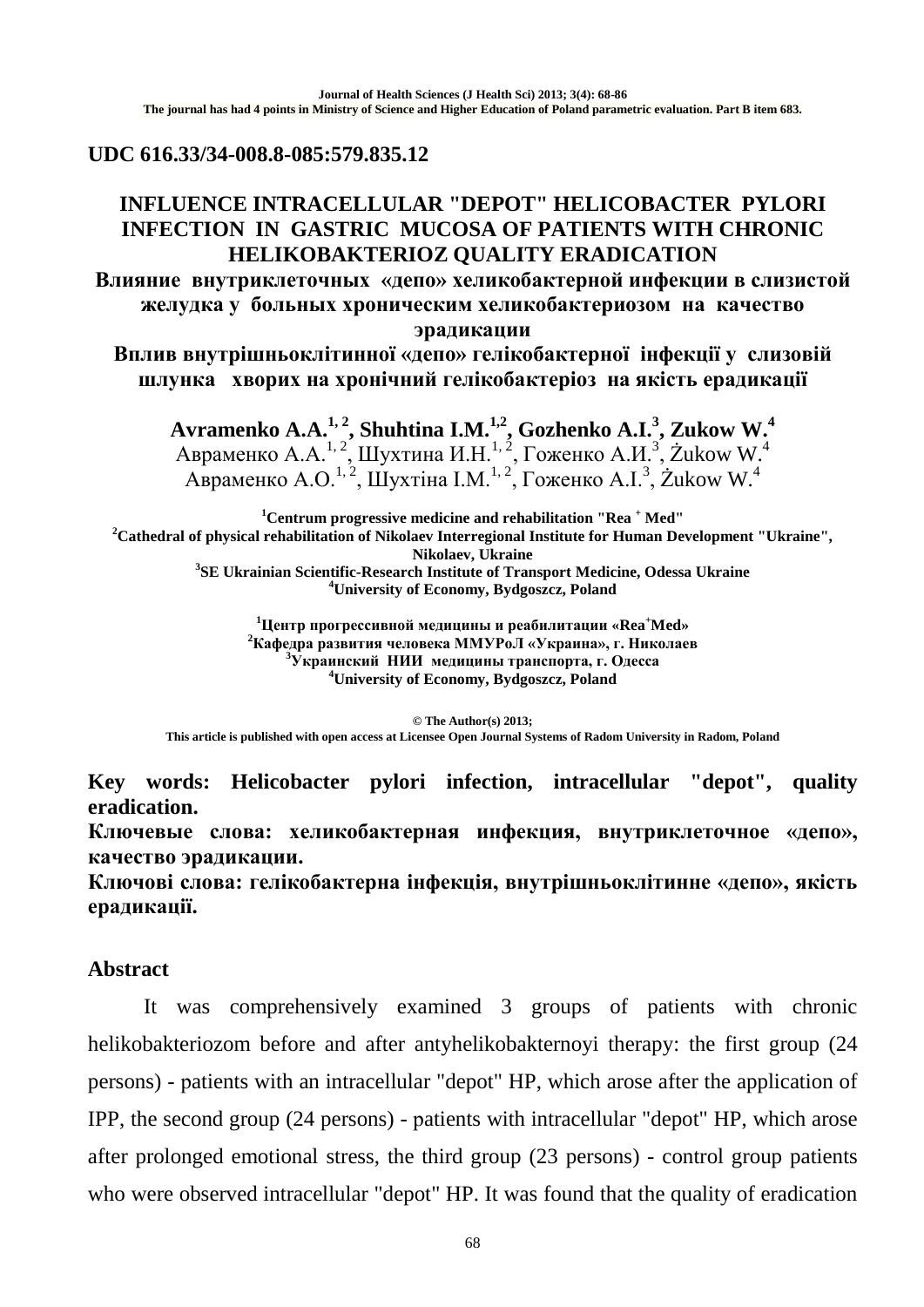Journal of Health Sciences (J Health Sci) 2013; 3(4): 68-86
The journal has had 4 points in Ministry of Science and Higher Education of Poland parametric evaluation. Part B item 683.

**UDC 616.33/34-008.8-085:579.835.12**

# INFLUENCE INTRACELLULAR "DEPOT" HELICOBACTER PYLORI INFECTION IN GASTRIC MUCOSA OF PATIENTS WITH CHRONIC HELIKOBAKTERIOZ QUALITY ERADICATION

# Влияние внутриклеточных «депо» хеликобактерной инфекции в слизистой желудка у больных хроническим хеликобактериозом на качество эрадикации

# Вплив внутрішньоклітинної «депо» гелікобактерної інфекції у слизовій шлунка хворих на хронічний гелікобактеріоз на якість ерадикації

**Avramenko A.A.[1, 2], Shuhtina I.M.[1,2], Gozhenko A.I.[3], Zukow W.[4]**

Авраменко А.А.[1, 2], Шухтина И.Н.[1, 2], Гоженко А.И.[3], Żukow W.[4]

Авраменко А.О.[1, 2], Шухтіна І.М.[1, 2], Гоженко А.І.[3], Żukow W.[4]

[1]Centrum progressive medicine and rehabilitation "Rea + Med"
[2]Cathedral of physical rehabilitation of Nikolaev Interregional Institute for Human Development "Ukraine", Nikolaev, Ukraine
[3]SE Ukrainian Scientific-Research Institute of Transport Medicine, Odessa Ukraine
[4]University of Economy, Bydgoszcz, Poland

[1]Центр прогрессивной медицины и реабилитации «Rea+Med»
[2]Кафедра развития человека ММУРоЛ «Украина», г. Николаев
[3]Украинский НИИ медицины транспорта, г. Одесса
[4]University of Economy, Bydgoszcz, Poland

© The Author(s) 2013;
This article is published with open access at Licensee Open Journal Systems of Radom University in Radom, Poland

**Key words: Helicobacter pylori infection, intracellular "depot", quality eradication.**
**Ключевые слова: хеликобактерная инфекция, внутриклеточное «депо», качество эрадикации.**
**Ключові слова: гелікобактерна інфекція, внутрішньоклітинне «депо», якість ерадикації.**

## Abstract

It was comprehensively examined 3 groups of patients with chronic helikobakteriozom before and after antyhelikobakternoyi therapy: the first group (24 persons) - patients with an intracellular "depot" HP, which arose after the application of IPP, the second group (24 persons) - patients with intracellular "depot" HP, which arose after prolonged emotional stress, the third group (23 persons) - control group patients who were observed intracellular "depot" HP. It was found that the quality of eradication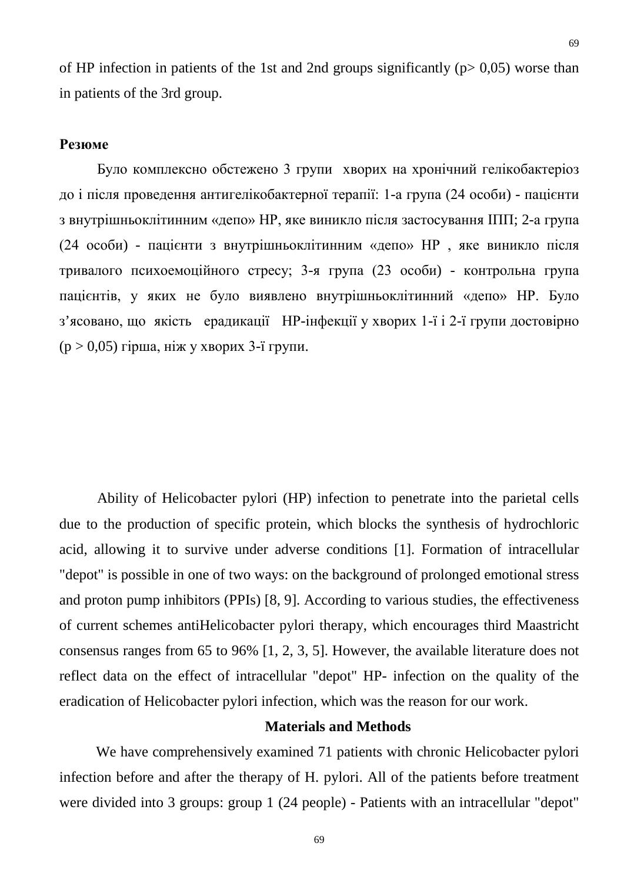of HP infection in patients of the 1st and 2nd groups significantly ($p > 0,05$) worse than in patients of the 3rd group.

**Резюме**

Було комплексно обстежено 3 групи хворих на хронічний гелікобактеріоз до і після проведення антигелікобактерної терапії: 1-а група (24 особи) - пацієнти з внутрішньоклітинним «депо» НР, яке виникло після застосування ІПП; 2-а група (24 особи) - пацієнти з внутрішньоклітинним «депо» НР , яке виникло після тривалого психоемоційного стресу; 3-я група (23 особи) - контрольна група пацієнтів, у яких не було виявлено внутрішньоклітинний «депо» НР. Було з'ясовано, що якість ерадикації НР-інфекції у хворих 1-ї і 2-ї групи достовірно ($p > 0,05$) гірша, ніж у хворих 3-ї групи.

Ability of Helicobacter pylori (HP) infection to penetrate into the parietal cells due to the production of specific protein, which blocks the synthesis of hydrochloric acid, allowing it to survive under adverse conditions [1]. Formation of intracellular "depot" is possible in one of two ways: on the background of prolonged emotional stress and proton pump inhibitors (PPIs) [8, 9]. According to various studies, the effectiveness of current schemes antiHelicobacter pylori therapy, which encourages third Maastricht consensus ranges from 65 to 96% [1, 2, 3, 5]. However, the available literature does not reflect data on the effect of intracellular "depot" HP- infection on the quality of the eradication of Helicobacter pylori infection, which was the reason for our work.

## Materials and Methods

We have comprehensively examined 71 patients with chronic Helicobacter pylori infection before and after the therapy of H. pylori. All of the patients before treatment were divided into 3 groups: group 1 (24 people) - Patients with an intracellular "depot"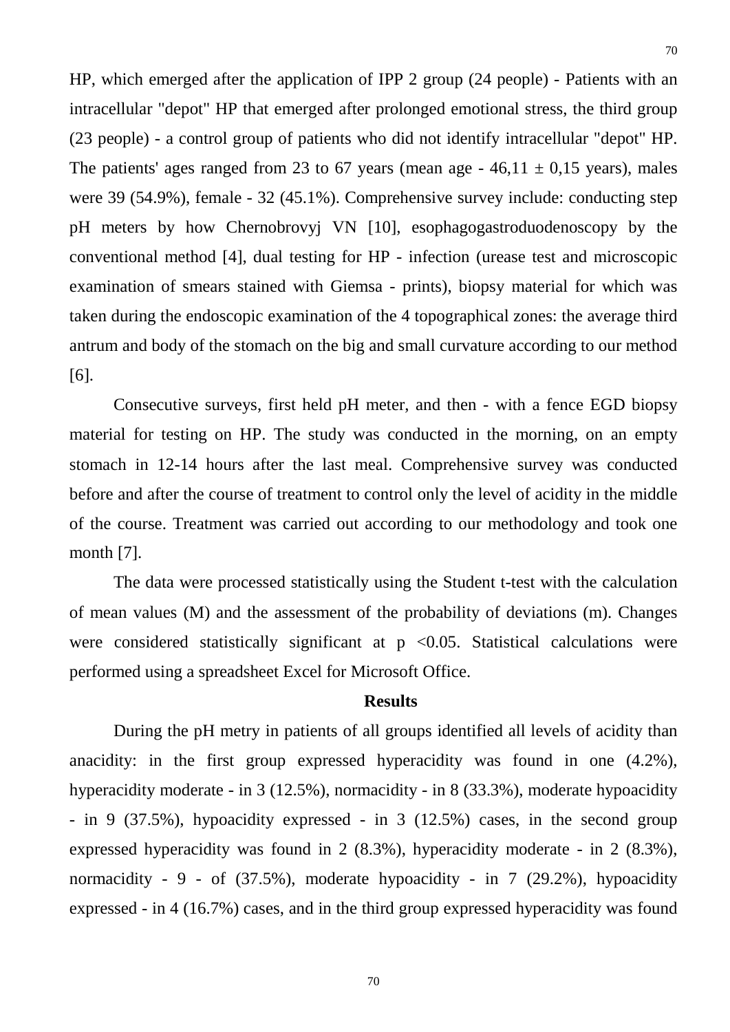HP, which emerged after the application of IPP 2 group (24 people) - Patients with an intracellular "depot" HP that emerged after prolonged emotional stress, the third group (23 people) - a control group of patients who did not identify intracellular "depot" HP. The patients' ages ranged from 23 to 67 years (mean age - 46,11 ± 0,15 years), males were 39 (54.9%), female - 32 (45.1%). Comprehensive survey include: conducting step pH meters by how Chernobrovyj VN [10], esophagogastroduodenoscopy by the conventional method [4], dual testing for HP - infection (urease test and microscopic examination of smears stained with Giemsa - prints), biopsy material for which was taken during the endoscopic examination of the 4 topographical zones: the average third antrum and body of the stomach on the big and small curvature according to our method [6].

Consecutive surveys, first held pH meter, and then - with a fence EGD biopsy material for testing on HP. The study was conducted in the morning, on an empty stomach in 12-14 hours after the last meal. Comprehensive survey was conducted before and after the course of treatment to control only the level of acidity in the middle of the course. Treatment was carried out according to our methodology and took one month [7].

The data were processed statistically using the Student t-test with the calculation of mean values (M) and the assessment of the probability of deviations (m). Changes were considered statistically significant at $p < 0.05$. Statistical calculations were performed using a spreadsheet Excel for Microsoft Office.

## Results

During the pH metry in patients of all groups identified all levels of acidity than anacidity: in the first group expressed hyperacidity was found in one (4.2%), hyperacidity moderate - in 3 (12.5%), normacidity - in 8 (33.3%), moderate hypoacidity - in 9 (37.5%), hypoacidity expressed - in 3 (12.5%) cases, in the second group expressed hyperacidity was found in 2 (8.3%), hyperacidity moderate - in 2 (8.3%), normacidity - 9 - of (37.5%), moderate hypoacidity - in 7 (29.2%), hypoacidity expressed - in 4 (16.7%) cases, and in the third group expressed hyperacidity was found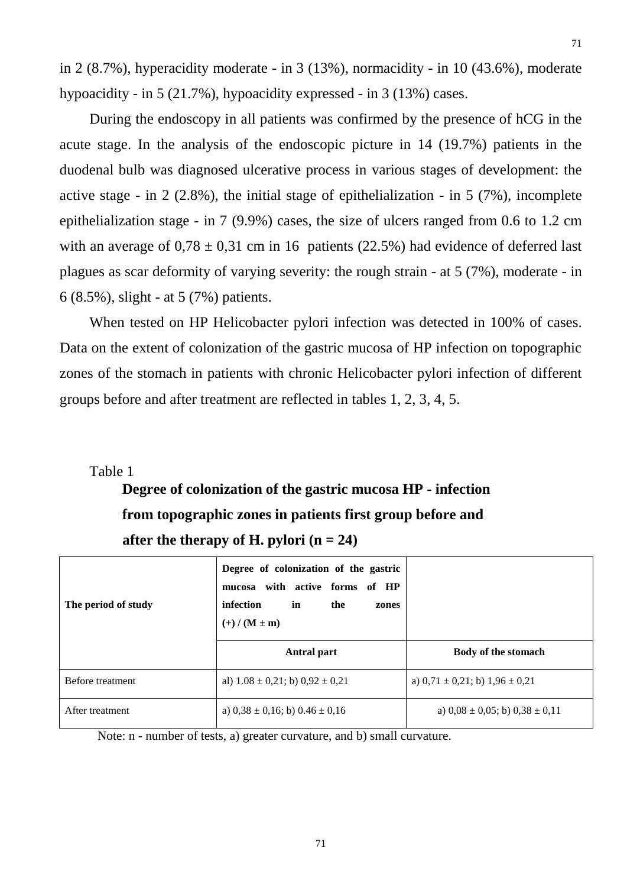in 2 (8.7%), hyperacidity moderate - in 3 (13%), normacidity - in 10 (43.6%), moderate hypoacidity - in 5 (21.7%), hypoacidity expressed - in 3 (13%) cases.

During the endoscopy in all patients was confirmed by the presence of hCG in the acute stage. In the analysis of the endoscopic picture in 14 (19.7%) patients in the duodenal bulb was diagnosed ulcerative process in various stages of development: the active stage - in 2 (2.8%), the initial stage of epithelialization - in 5 (7%), incomplete epithelialization stage - in 7 (9.9%) cases, the size of ulcers ranged from 0.6 to 1.2 cm with an average of 0,78 ± 0,31 cm in 16 patients (22.5%) had evidence of deferred last plagues as scar deformity of varying severity: the rough strain - at 5 (7%), moderate - in 6 (8.5%), slight - at 5 (7%) patients.

When tested on HP Helicobacter pylori infection was detected in 100% of cases. Data on the extent of colonization of the gastric mucosa of HP infection on topographic zones of the stomach in patients with chronic Helicobacter pylori infection of different groups before and after treatment are reflected in tables 1, 2, 3, 4, 5.

Table 1

**Degree of colonization of the gastric mucosa HP - infection from topographic zones in patients first group before and after the therapy of H. pylori (n = 24)**

| **The period of study** | **Degree of colonization of the gastric mucosa with active forms of HP infection in the zones (+) / (M ± m)** | |
|---|---|---|
| | **Antral part** | **Body of the stomach** |
| Before treatment | al) 1.08 ± 0,21; b) 0,92 ± 0,21 | a) 0,71 ± 0,21; b) 1,96 ± 0,21 |
| After treatment | a) 0,38 ± 0,16; b) 0.46 ± 0,16 | a) 0,08 ± 0,05; b) 0,38 ± 0,11 |

Note: n - number of tests, a) greater curvature, and b) small curvature.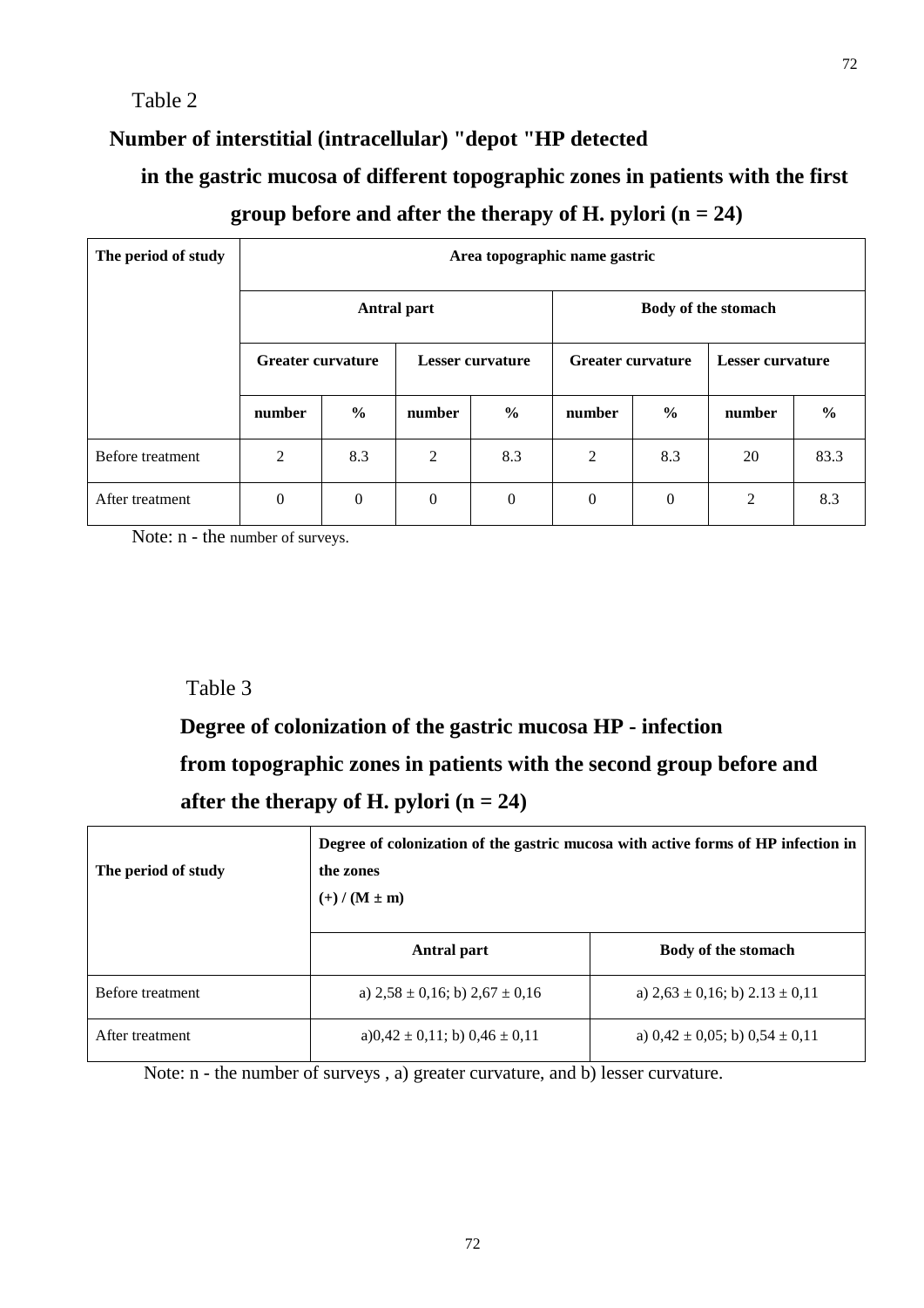Table 2

**Number of interstitial (intracellular) "depot "HP detected in the gastric mucosa of different topographic zones in patients with the first group before and after the therapy of H. pylori (n = 24)**

| The period of study | Area topographic name gastric | | | | | | | |
|---|---|---|---|---|---|---|---|---|
| | Antral part | | | | Body of the stomach | | | |
| | Greater curvature | | Lesser curvature | | Greater curvature | | Lesser curvature | |
| | number | % | number | % | number | % | number | % |
| Before treatment | 2 | 8.3 | 2 | 8.3 | 2 | 8.3 | 20 | 83.3 |
| After treatment | 0 | 0 | 0 | 0 | 0 | 0 | 2 | 8.3 |

Note: n - the number of surveys.

Table 3

**Degree of colonization of the gastric mucosa HP - infection from topographic zones in patients with the second group before and after the therapy of H. pylori (n = 24)**

| The period of study | Degree of colonization of the gastric mucosa with active forms of HP infection in the zones (+) / (M ± m) | |
|---|---|---|
| | Antral part | Body of the stomach |
| Before treatment | a) 2,58 ± 0,16; b) 2,67 ± 0,16 | a) 2,63 ± 0,16; b) 2.13 ± 0,11 |
| After treatment | a)0,42 ± 0,11; b) 0,46 ± 0,11 | a) 0,42 ± 0,05; b) 0,54 ± 0,11 |

Note: n - the number of surveys , a) greater curvature, and b) lesser curvature.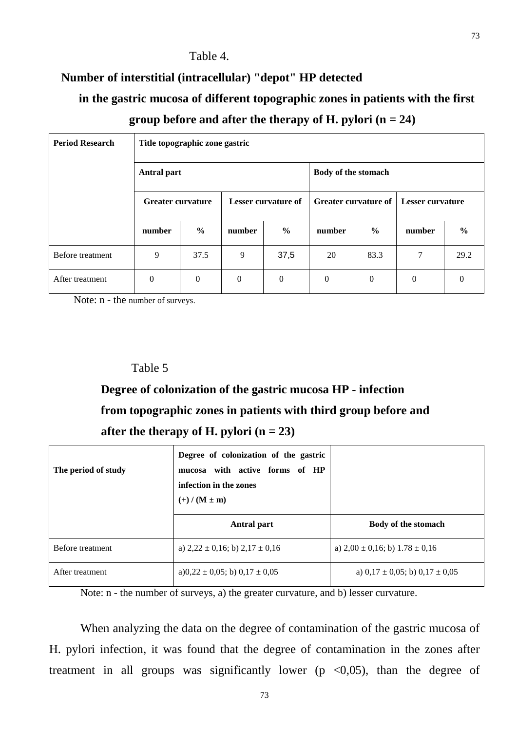Table 4.

**Number of interstitial (intracellular) "depot" HP detected in the gastric mucosa of different topographic zones in patients with the first group before and after the therapy of H. pylori (n = 24)**

| Period Research | Title topographic zone gastric | | | | | | | |
|---|---|---|---|---|---|---|---|---|
| | Antral part | | | | Body of the stomach | | | |
| | Greater curvature | | Lesser curvature of | | Greater curvature of | | Lesser curvature | |
| | number | % | number | % | number | % | number | % |
| Before treatment | 9 | 37.5 | 9 | 37,5 | 20 | 83.3 | 7 | 29.2 |
| After treatment | 0 | 0 | 0 | 0 | 0 | 0 | 0 | 0 |

Note: n - the number of surveys.

Table 5

**Degree of colonization of the gastric mucosa HP - infection from topographic zones in patients with third group before and after the therapy of H. pylori (n = 23)**

| The period of study | Degree of colonization of the gastric mucosa with active forms of HP infection in the zones (+) / (M ± m) | |
|---|---|---|
| | Antral part | Body of the stomach |
| Before treatment | a) 2,22 ± 0,16; b) 2,17 ± 0,16 | a) 2,00 ± 0,16; b) 1.78 ± 0,16 |
| After treatment | a)0,22 ± 0,05; b) 0,17 ± 0,05 | a) 0,17 ± 0,05; b) 0,17 ± 0,05 |

Note: n - the number of surveys, a) the greater curvature, and b) lesser curvature.

When analyzing the data on the degree of contamination of the gastric mucosa of H. pylori infection, it was found that the degree of contamination in the zones after treatment in all groups was significantly lower ($p < 0{,}05$), than the degree of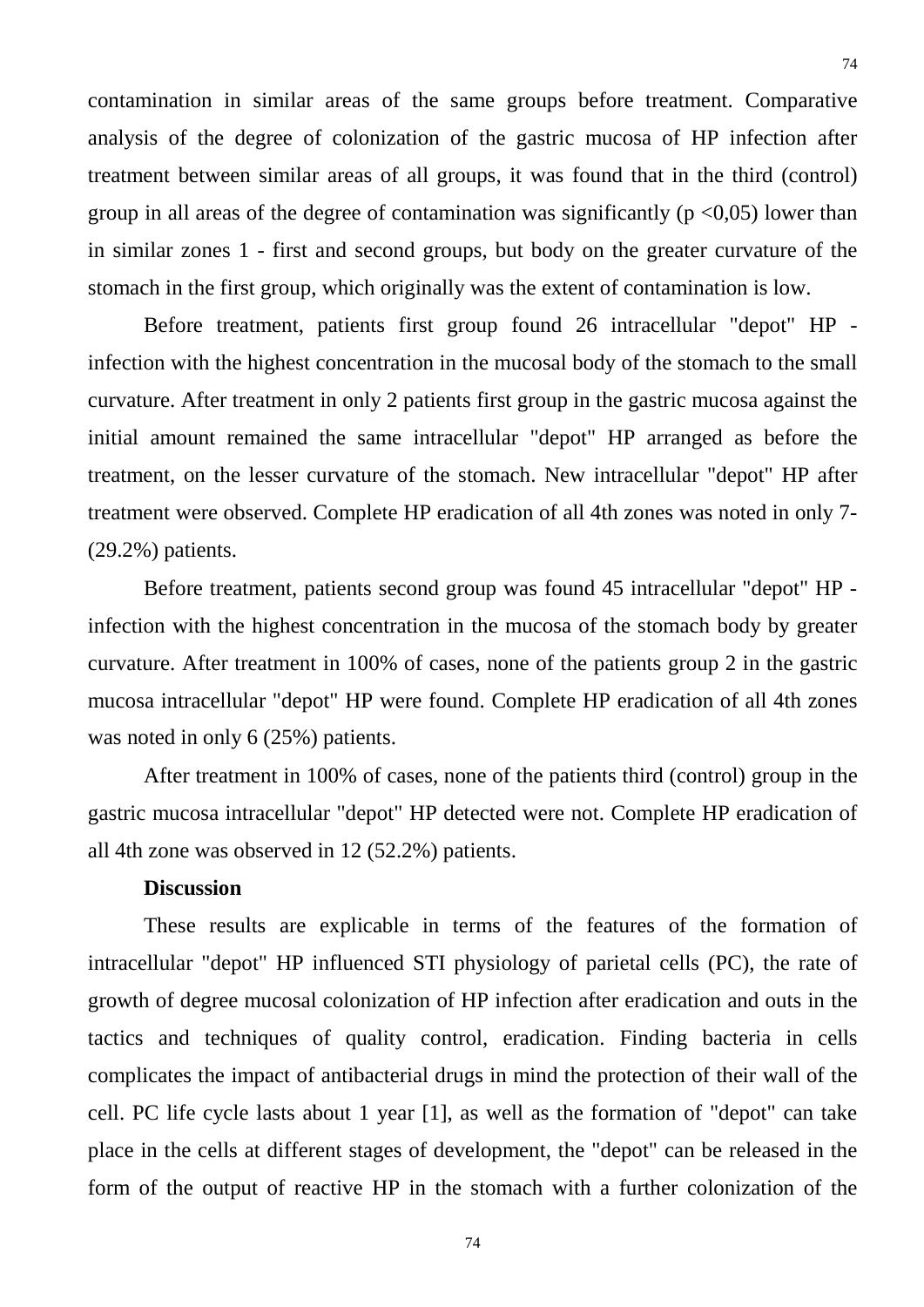contamination in similar areas of the same groups before treatment. Comparative analysis of the degree of colonization of the gastric mucosa of HP infection after treatment between similar areas of all groups, it was found that in the third (control) group in all areas of the degree of contamination was significantly ($p < 0,05$) lower than in similar zones 1 - first and second groups, but body on the greater curvature of the stomach in the first group, which originally was the extent of contamination is low.

Before treatment, patients first group found 26 intracellular "depot" HP - infection with the highest concentration in the mucosal body of the stomach to the small curvature. After treatment in only 2 patients first group in the gastric mucosa against the initial amount remained the same intracellular "depot" HP arranged as before the treatment, on the lesser curvature of the stomach. New intracellular "depot" HP after treatment were observed. Complete HP eradication of all 4th zones was noted in only 7- (29.2%) patients.

Before treatment, patients second group was found 45 intracellular "depot" HP - infection with the highest concentration in the mucosa of the stomach body by greater curvature. After treatment in 100% of cases, none of the patients group 2 in the gastric mucosa intracellular "depot" HP were found. Complete HP eradication of all 4th zones was noted in only 6 (25%) patients.

After treatment in 100% of cases, none of the patients third (control) group in the gastric mucosa intracellular "depot" HP detected were not. Complete HP eradication of all 4th zone was observed in 12 (52.2%) patients.

**Discussion**

These results are explicable in terms of the features of the formation of intracellular "depot" HP influenced STI physiology of parietal cells (PC), the rate of growth of degree mucosal colonization of HP infection after eradication and outs in the tactics and techniques of quality control, eradication. Finding bacteria in cells complicates the impact of antibacterial drugs in mind the protection of their wall of the cell. PC life cycle lasts about 1 year [1], as well as the formation of "depot" can take place in the cells at different stages of development, the "depot" can be released in the form of the output of reactive HP in the stomach with a further colonization of the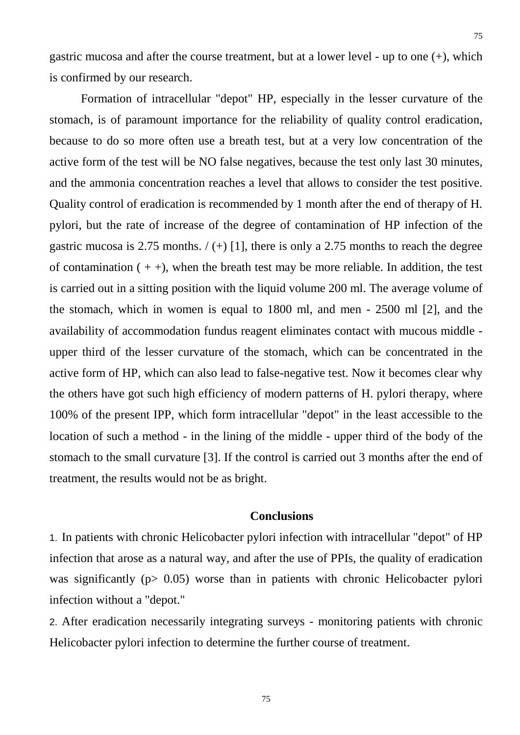gastric mucosa and after the course treatment, but at a lower level - up to one (+), which is confirmed by our research.

Formation of intracellular "depot" HP, especially in the lesser curvature of the stomach, is of paramount importance for the reliability of quality control eradication, because to do so more often use a breath test, but at a very low concentration of the active form of the test will be NO false negatives, because the test only last 30 minutes, and the ammonia concentration reaches a level that allows to consider the test positive. Quality control of eradication is recommended by 1 month after the end of therapy of H. pylori, but the rate of increase of the degree of contamination of HP infection of the gastric mucosa is 2.75 months. / (+) [1], there is only a 2.75 months to reach the degree of contamination ( + +), when the breath test may be more reliable. In addition, the test is carried out in a sitting position with the liquid volume 200 ml. The average volume of the stomach, which in women is equal to 1800 ml, and men - 2500 ml [2], and the availability of accommodation fundus reagent eliminates contact with mucous middle - upper third of the lesser curvature of the stomach, which can be concentrated in the active form of HP, which can also lead to false-negative test. Now it becomes clear why the others have got such high efficiency of modern patterns of H. pylori therapy, where 100% of the present IPP, which form intracellular "depot" in the least accessible to the location of such a method - in the lining of the middle - upper third of the body of the stomach to the small curvature [3]. If the control is carried out 3 months after the end of treatment, the results would not be as bright.

## Conclusions

1. In patients with chronic Helicobacter pylori infection with intracellular "depot" of HP infection that arose as a natural way, and after the use of PPIs, the quality of eradication was significantly ($p > 0.05$) worse than in patients with chronic Helicobacter pylori infection without a "depot."
2. After eradication necessarily integrating surveys - monitoring patients with chronic Helicobacter pylori infection to determine the further course of treatment.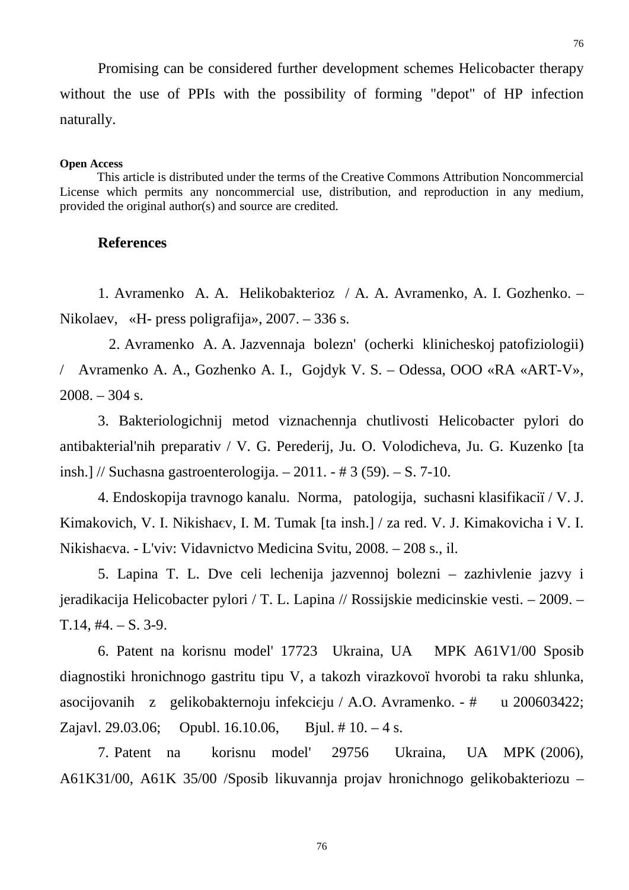Promising can be considered further development schemes Helicobacter therapy without the use of PPIs with the possibility of forming "depot" of HP infection naturally.

**Open Access**

This article is distributed under the terms of the Creative Commons Attribution Noncommercial License which permits any noncommercial use, distribution, and reproduction in any medium, provided the original author(s) and source are credited.

## References

1. Avramenko A. A. Helikobakterioz / A. A. Avramenko, A. I. Gozhenko. – Nikolaev, «H- press poligrafija», 2007. – 336 s.

2. Avramenko A. A. Jazvennaja bolezn' (ocherki klinicheskoj patofiziologii) / Avramenko A. A., Gozhenko A. I., Gojdyk V. S. – Odessa, OOO «RA «ART-V», 2008. – 304 s.

3. Bakteriologichnij metod viznachennja chutlivosti Helicobacter pylori do antibakterial'nih preparativ / V. G. Perederij, Ju. O. Volodicheva, Ju. G. Kuzenko [ta insh.] // Suchasna gastroenterologija. – 2011. - # 3 (59). – S. 7-10.

4. Endoskopija travnogo kanalu. Norma, patologija, suchasni klasifikacії / V. J. Kimakovich, V. I. Nikishaєv, I. M. Tumak [ta insh.] / za red. V. J. Kimakovicha i V. I. Nikishaєva. - L'viv: Vidavnictvo Medicina Svitu, 2008. – 208 s., il.

5. Lapina T. L. Dve celi lechenija jazvennoj bolezni – zazhivlenie jazvy i jeradikacija Helicobacter pylori / T. L. Lapina // Rossijskie medicinskie vesti. – 2009. – T.14, #4. – S. 3-9.

6. Patent na korisnu model' 17723 Ukraina, UA MPK A61V1/00 Sposib diagnostiki hronichnogo gastritu tipu V, a takozh virazkovoї hvorobi ta raku shlunka, asocijovanih z gelikobakternoju infekcієju / A.O. Avramenko. - # u 200603422; Zajavl. 29.03.06; Opubl. 16.10.06, Bjul. # 10. – 4 s.

7. Patent na korisnu model' 29756 Ukraina, UA MPK (2006), A61K31/00, A61K 35/00 /Sposib likuvannja projav hronichnogo gelikobakteriozu –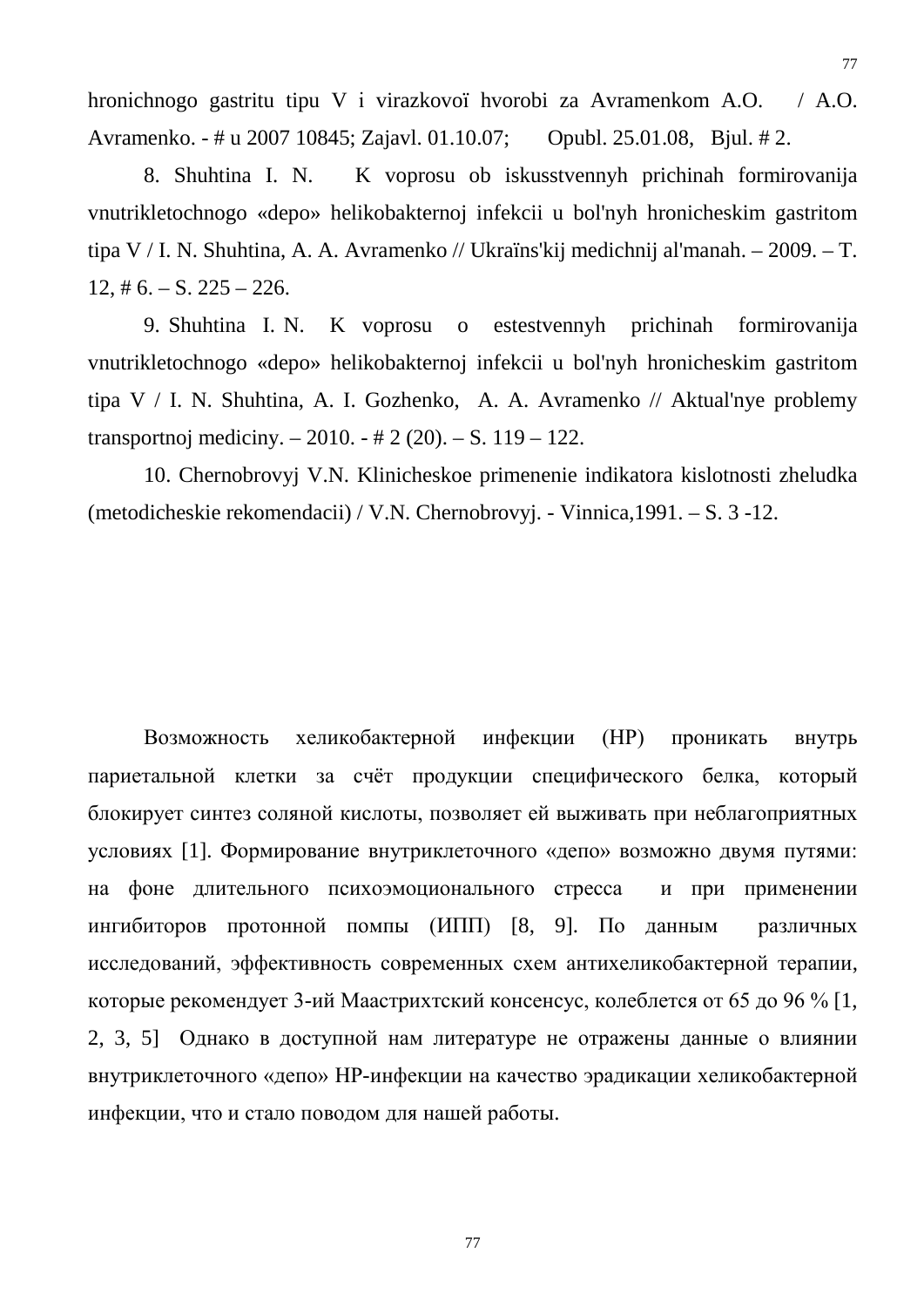hronichnogo gastritu tipu V i virazkovoї hvorobi za Avramenkom A.O. / A.O. Avramenko. - # u 2007 10845; Zajavl. 01.10.07; Opubl. 25.01.08, Bjul. # 2.

8. Shuhtina I. N. K voprosu ob iskusstvennyh prichinah formirovanija vnutrikletochnogo «depo» helikobakternoj infekcii u bol'nyh hronicheskim gastritom tipa V / I. N. Shuhtina, A. A. Avramenko // Ukraïns'kij medichnij al'manah. – 2009. – T. 12, # 6. – S. 225 – 226.

9. Shuhtina I. N. K voprosu o estestvennyh prichinah formirovanija vnutrikletochnogo «depo» helikobakternoj infekcii u bol'nyh hronicheskim gastritom tipa V / I. N. Shuhtina, A. I. Gozhenko, A. A. Avramenko // Aktual'nye problemy transportnoj mediciny. – 2010. - # 2 (20). – S. 119 – 122.

10. Chernobrovyj V.N. Klinicheskoe primenenie indikatora kislotnosti zheludka (metodicheskie rekomendacii) / V.N. Chernobrovyj. - Vinnica,1991. – S. 3 -12.

Возможность хеликобактерной инфекции (НР) проникать внутрь париетальной клетки за счёт продукции специфического белка, который блокирует синтез соляной кислоты, позволяет ей выживать при неблагоприятных условиях [1]. Формирование внутриклеточного «депо» возможно двумя путями: на фоне длительного психоэмоционального стресса и при применении ингибиторов протонной помпы (ИПП) [8, 9]. По данным различных исследований, эффективность современных схем антихеликобактерной терапии, которые рекомендует 3-ий Маастрихтский консенсус, колеблется от 65 до 96 % [1, 2, 3, 5] Однако в доступной нам литературе не отражены данные о влиянии внутриклеточного «депо» НР-инфекции на качество эрадикации хеликобактерной инфекции, что и стало поводом для нашей работы.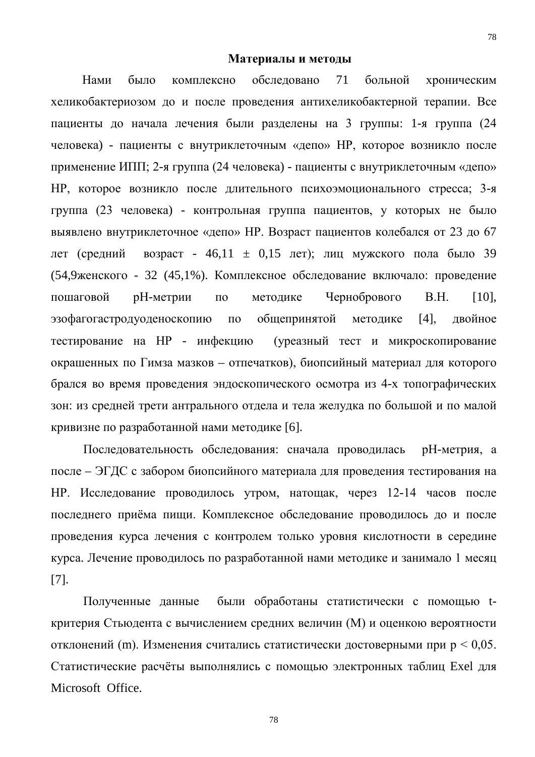## Материалы и методы

Нами было комплексно обследовано 71 больной хроническим хеликобактериозом до и после проведения антихеликобактерной терапии. Все пациенты до начала лечения были разделены на 3 группы: 1-я группа (24 человека) - пациенты с внутриклеточным «депо» НР, которое возникло после применение ИПП; 2-я группа (24 человека) - пациенты с внутриклеточным «депо» НР, которое возникло после длительного психоэмоционального стресса; 3-я группа (23 человека) - контрольная группа пациентов, у которых не было выявлено внутриклеточное «депо» НР. Возраст пациентов колебался от 23 до 67 лет (средний возраст - 46,11 ± 0,15 лет); лиц мужского пола было 39 (54,9женского - 32 (45,1%). Комплексное обследование включало: проведение пошаговой рН-метрии по методике Чернобровего В.Н. [10], эзофагогастродуоденоскопию по общепринятой методике [4], двойное тестирование на НР - инфекцию (уреазный тест и микроскопирование окрашенных по Гимза мазков – отпечатков), биопсийный материал для которого брался во время проведения эндоскопического осмотра из 4-х топографических зон: из средней трети антрального отдела и тела желудка по большой и по малой кривизне по разработанной нами методике [6].

Последовательность обследования: сначала проводилась рН-метрия, а после – ЭГДС с забором биопсийного материала для проведения тестирования на НР. Исследование проводилось утром, натощак, через 12-14 часов после последнего приёма пищи. Комплексное обследование проводилось до и после проведения курса лечения с контролем только уровня кислотности в середине курса. Лечение проводилось по разработанной нами методике и занимало 1 месяц [7].

Полученные данные были обработаны статистически с помощью t-критерия Стьюдента с вычислением средних величин (M) и оценкою вероятности отклонений (m). Изменения считались статистически достоверными при $p < 0,05$. Статистические расчёты выполнялись с помощью электронных таблиц Exel для Microsoft Office.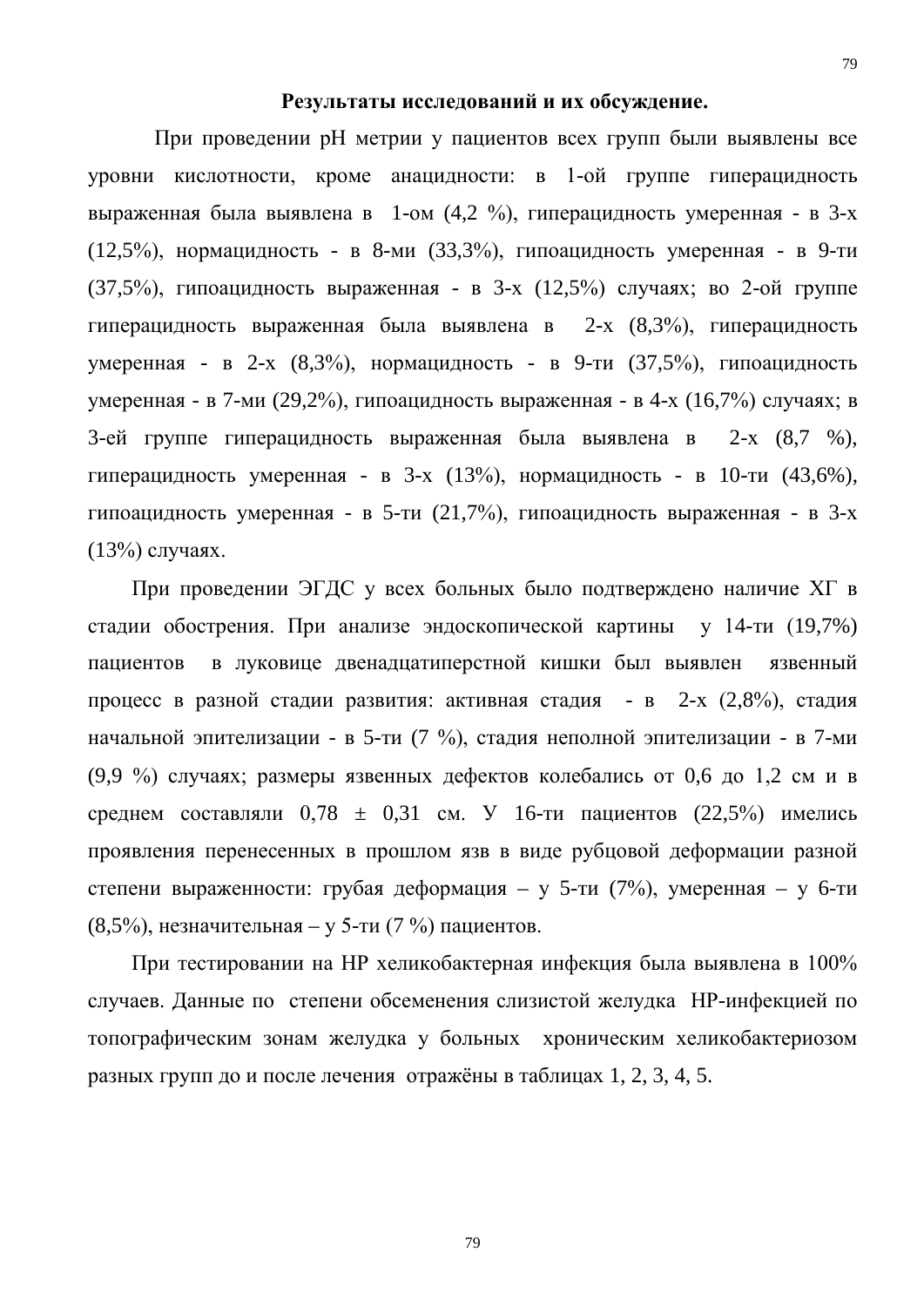**Результаты исследований и их обсуждение.**

При проведении pH метрии у пациентов всех групп были выявлены все уровни кислотности, кроме анацидности: в 1-ой группе гиперацидность выраженная была выявлена в 1-ом (4,2 %), гиперацидность умеренная - в 3-х (12,5%), нормацидность - в 8-ми (33,3%), гипоацидность умеренная - в 9-ти (37,5%), гипоацидность выраженная - в 3-х (12,5%) случаях; во 2-ой группе гиперацидность выраженная была выявлена в 2-х (8,3%), гиперацидность умеренная - в 2-х (8,3%), нормацидность - в 9-ти (37,5%), гипоацидность умеренная - в 7-ми (29,2%), гипоацидность выраженная - в 4-х (16,7%) случаях; в 3-ей группе гиперацидность выраженная была выявлена в 2-х (8,7 %), гиперацидность умеренная - в 3-х (13%), нормацидность - в 10-ти (43,6%), гипоацидность умеренная - в 5-ти (21,7%), гипоацидность выраженная - в 3-х (13%) случаях.

При проведении ЭГДС у всех больных было подтверждено наличие ХГ в стадии обострения. При анализе эндоскопической картины у 14-ти (19,7%) пациентов в луковице двенадцатиперстной кишки был выявлен язвенный процесс в разной стадии развития: активная стадия - в 2-х (2,8%), стадия начальной эпителизации - в 5-ти (7 %), стадия неполной эпителизации - в 7-ми (9,9 %) случаях; размеры язвенных дефектов колебались от 0,6 до 1,2 см и в среднем составляли 0,78 ± 0,31 см. У 16-ти пациентов (22,5%) имелись проявления перенесенных в прошлом язв в виде рубцовой деформации разной степени выраженности: грубая деформация – у 5-ти (7%), умеренная – у 6-ти (8,5%), незначительная – у 5-ти (7 %) пациентов.

При тестировании на HP хеликобактерная инфекция была выявлена в 100% случаев. Данные по степени обсеменения слизистой желудка HP-инфекцией по топографическим зонам желудка у больных хроническим хеликобактериозом разных групп до и после лечения отражёны в таблицах 1, 2, 3, 4, 5.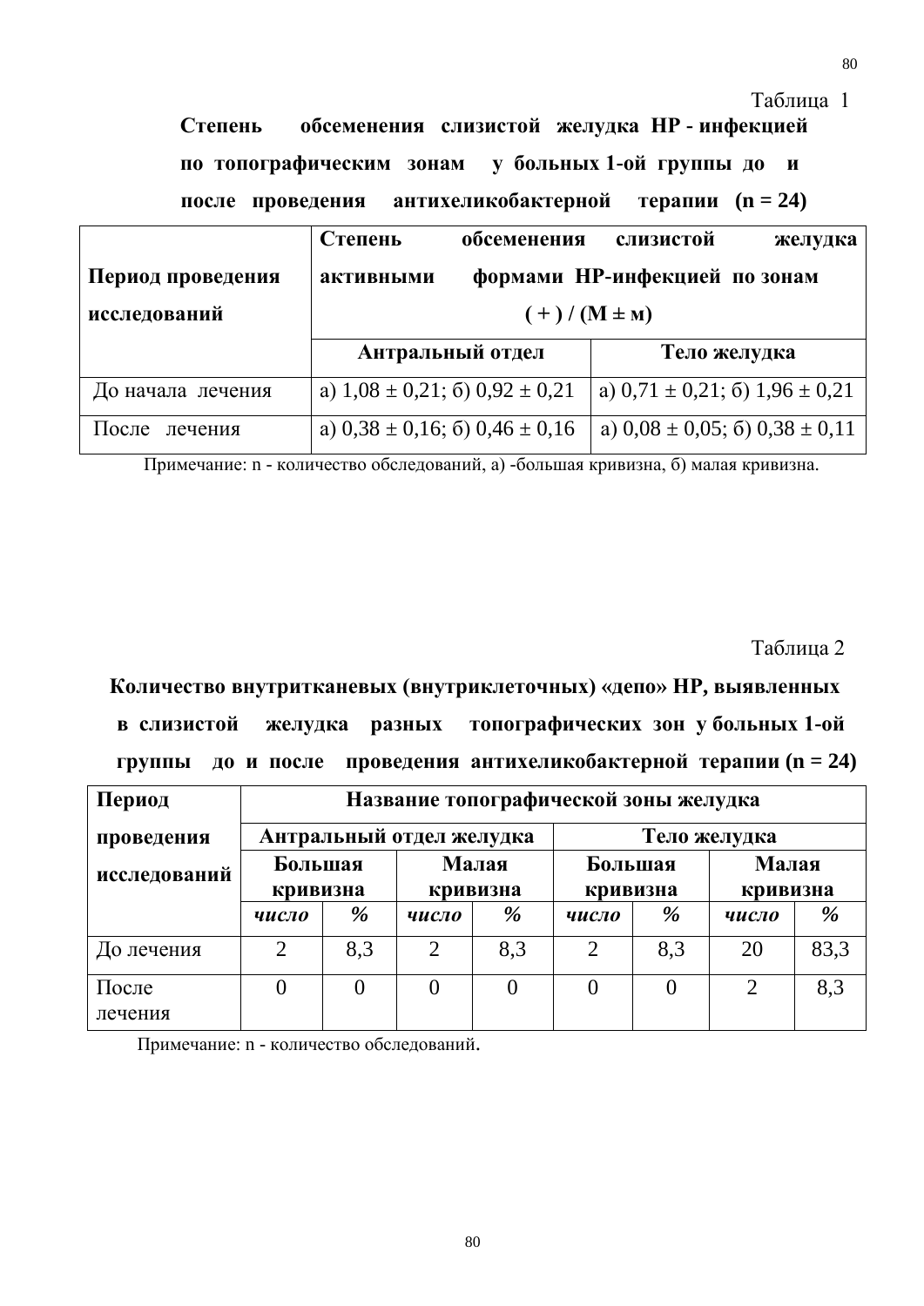Таблица 1

**Степень обсеменения слизистой желудка НР - инфекцией по топографическим зонам у больных 1-ой группы до и после проведения антихеликобактерной терапии (n = 24)**

| Период проведения исследований | Степень обсеменения слизистой желудка активными формами НР-инфекцией по зонам ( + ) / (М ± м) | |
|---|---|---|
| | **Антральный отдел** | **Тело желудка** |
| До начала лечения | а) 1,08 ± 0,21; б) 0,92 ± 0,21 | а) 0,71 ± 0,21; б) 1,96 ± 0,21 |
| После лечения | а) 0,38 ± 0,16; б) 0,46 ± 0,16 | а) 0,08 ± 0,05; б) 0,38 ± 0,11 |

Примечание: n - количество обследований, а) -большая кривизна, б) малая кривизна.

Таблица 2

**Количество внутритканевых (внутриклеточных) «депо» НР, выявленных в слизистой желудка разных топографических зон у больных 1-ой группы до и после проведения антихеликобактерной терапии (n = 24)**

| Период проведения исследований | Название топографической зоны желудка | | | | | | | |
|---|---|---|---|---|---|---|---|---|
| | **Антральный отдел желудка** | | | | **Тело желудка** | | | |
| | **Большая кривизна** | | **Малая кривизна** | | **Большая кривизна** | | **Малая кривизна** | |
| | ***число*** | ***%*** | ***число*** | ***%*** | ***число*** | ***%*** | ***число*** | ***%*** |
| До лечения | 2 | 8,3 | 2 | 8,3 | 2 | 8,3 | 20 | 83,3 |
| После лечения | 0 | 0 | 0 | 0 | 0 | 0 | 2 | 8,3 |

Примечание: n - количество обследований.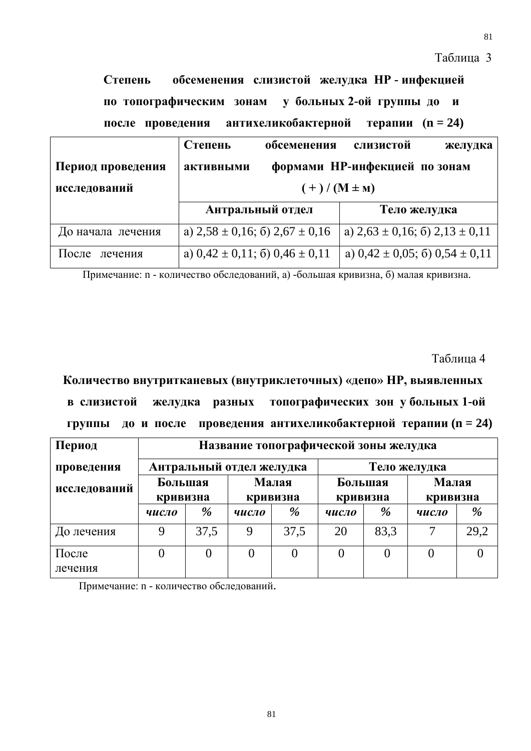Таблица 3

**Степень обсеменения слизистой желудка HP - инфекцией по топографическим зонам у больных 2-ой группы до и после проведения антихеликобактерной терапии (n = 24)**

| **Период проведения исследований** | **Степень обсеменения слизистой желудка активными формами HP-инфекцией по зонам ( + ) / (M ± м)** | |
|---|---|---|
| | **Антральный отдел** | **Тело желудка** |
| До начала лечения | а) 2,58 ± 0,16; б) 2,67 ± 0,16 | а) 2,63 ± 0,16; б) 2,13 ± 0,11 |
| После лечения | а) 0,42 ± 0,11; б) 0,46 ± 0,11 | а) 0,42 ± 0,05; б) 0,54 ± 0,11 |

Примечание: n - количество обследований, а) -большая кривизна, б) малая кривизна.

Таблица 4

**Количество внутритканевых (внутриклеточных) «депо» HP, выявленных в слизистой желудка разных топографических зон у больных 1-ой группы до и после проведения антихеликобактерной терапии (n = 24)**

| **Период проведения исследований** | **Название топографической зоны желудка** | | | | | | | |
|---|---|---|---|---|---|---|---|---|
| | **Антральный отдел желудка** | | | | **Тело желудка** | | | |
| | **Большая кривизна** | | **Малая кривизна** | | **Большая кривизна** | | **Малая кривизна** | |
| | ***число*** | ***%*** | ***число*** | ***%*** | ***число*** | ***%*** | ***число*** | ***%*** |
| До лечения | 9 | 37,5 | 9 | 37,5 | 20 | 83,3 | 7 | 29,2 |
| После лечения | 0 | 0 | 0 | 0 | 0 | 0 | 0 | 0 |

Примечание: n - количество обследований.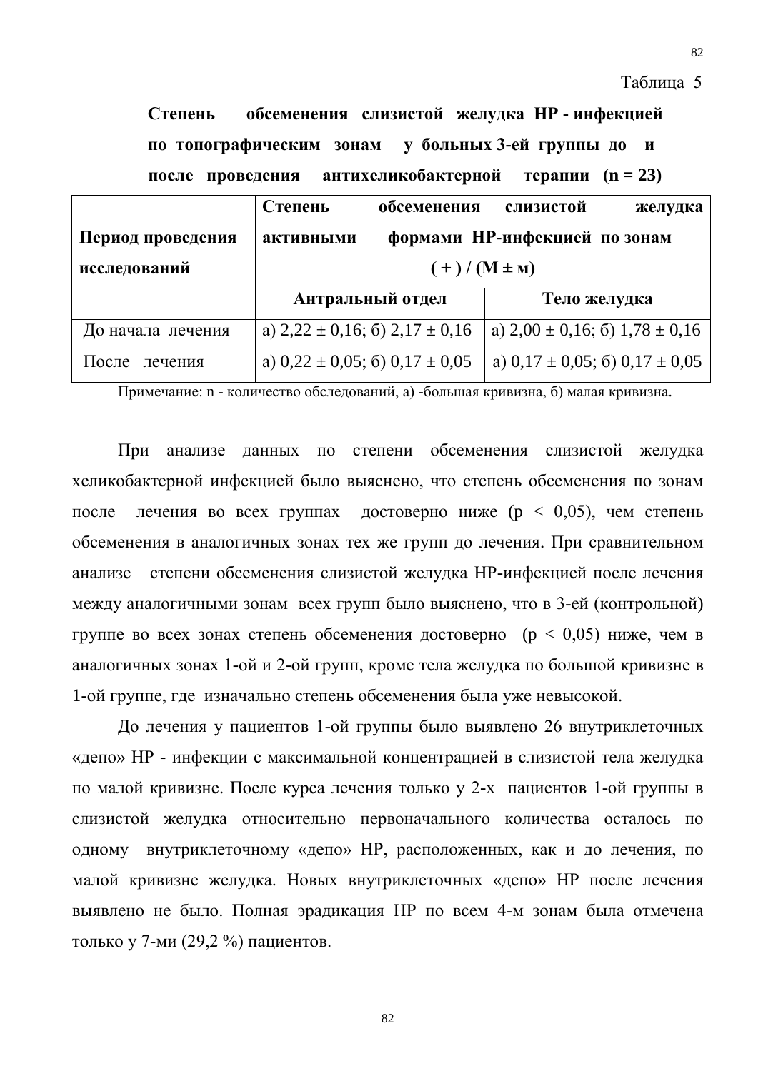Таблица 5

**Степень обсеменения слизистой желудка НР - инфекцией по топографическим зонам у больных 3-ей группы до и после проведения антихеликобактерной терапии (n = 23)**

| **Период проведения исследований** | **Степень обсеменения слизистой желудка активными формами НР-инфекцией по зонам ( + ) / (М ± м)** | |
|---|---|---|
| | **Антральный отдел** | **Тело желудка** |
| До начала лечения | а) 2,22 ± 0,16; б) 2,17 ± 0,16 | а) 2,00 ± 0,16; б) 1,78 ± 0,16 |
| После лечения | а) 0,22 ± 0,05; б) 0,17 ± 0,05 | а) 0,17 ± 0,05; б) 0,17 ± 0,05 |

Примечание: n - количество обследований, а) -большая кривизна, б) малая кривизна.

При анализе данных по степени обсеменения слизистой желудка хеликобактерной инфекцией было выяснено, что степень обсеменения по зонам после лечения во всех группах достоверно ниже ($p < 0,05$), чем степень обсеменения в аналогичных зонах тех же групп до лечения. При сравнительном анализе степени обсеменения слизистой желудка НР-инфекцией после лечения между аналогичными зонам всех групп было выяснено, что в 3-ей (контрольной) группе во всех зонах степень обсеменения достоверно ($p < 0,05$) ниже, чем в аналогичных зонах 1-ой и 2-ой групп, кроме тела желудка по большой кривизне в 1-ой группе, где изначально степень обсеменения была уже невысокой.

До лечения у пациентов 1-ой группы было выявлено 26 внутриклеточных «депо» НР - инфекции с максимальной концентрацией в слизистой тела желудка по малой кривизне. После курса лечения только у 2-х пациентов 1-ой группы в слизистой желудка относительно первоначального количества осталось по одному внутриклеточному «депо» НР, расположенных, как и до лечения, по малой кривизне желудка. Новых внутриклеточных «депо» НР после лечения выявлено не было. Полная эрадикация НР по всем 4-м зонам была отмечена только у 7-ми (29,2 %) пациентов.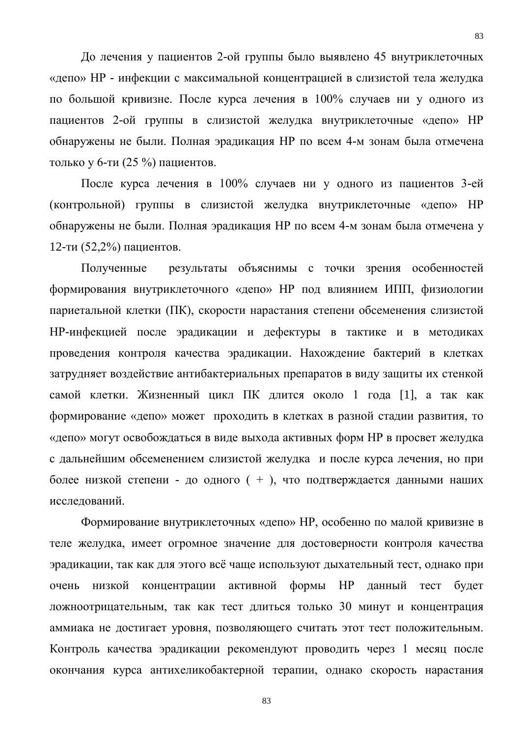До лечения у пациентов 2-ой группы было выявлено 45 внутриклеточных «депо» НР - инфекции с максимальной концентрацией в слизистой тела желудка по большой кривизне. После курса лечения в 100% случаев ни у одного из пациентов 2-ой группы в слизистой желудка внутриклеточные «депо» НР обнаружены не были. Полная эрадикация НР по всем 4-м зонам была отмечена только у 6-ти (25 %) пациентов.

После курса лечения в 100% случаев ни у одного из пациентов 3-ей (контрольной) группы в слизистой желудка внутриклеточные «депо» НР обнаружены не были. Полная эрадикация НР по всем 4-м зонам была отмечена у 12-ти (52,2%) пациентов.

Полученные результаты объяснимы с точки зрения особенностей формирования внутриклеточного «депо» НР под влиянием ИПП, физиологии париетальной клетки (ПК), скорости нарастания степени обсеменения слизистой НР-инфекцией после эрадикации и дефектуры в тактике и в методиках проведения контроля качества эрадикации. Нахождение бактерий в клетках затрудняет воздействие антибактериальных препаратов в виду защиты их стенкой самой клетки. Жизненный цикл ПК длится около 1 года [1], а так как формирование «депо» может проходить в клетках в разной стадии развития, то «депо» могут освобождаться в виде выхода активных форм НР в просвет желудка с дальнейшим обсеменением слизистой желудка и после курса лечения, но при более низкой степени - до одного ( + ), что подтверждается данными наших исследований.

Формирование внутриклеточных «депо» НР, особенно по малой кривизне в теле желудка, имеет огромное значение для достоверности контроля качества эрадикации, так как для этого всё чаще используют дыхательный тест, однако при очень низкой концентрации активной формы НР данный тест будет ложноотрицательным, так как тест длиться только 30 минут и концентрация аммиака не достигает уровня, позволяющего считать этот тест положительным. Контроль качества эрадикации рекомендуют проводить через 1 месяц после окончания курса антихеликобактерной терапии, однако скорость нарастания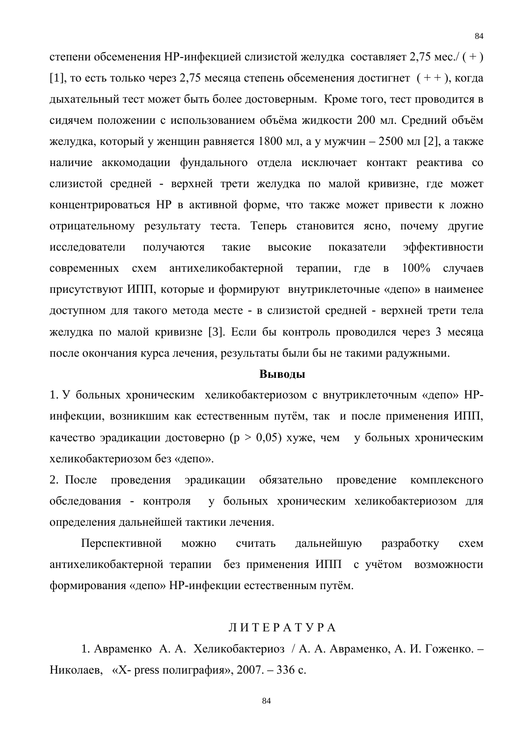степени обсеменения НР-инфекцией слизистой желудка составляет 2,75 мес./ ( + ) [1], то есть только через 2,75 месяца степень обсеменения достигнет ( + + ), когда дыхательный тест может быть более достоверным. Кроме того, тест проводится в сидячем положении с использованием объёма жидкости 200 мл. Средний объём желудка, который у женщин равняется 1800 мл, а у мужчин – 2500 мл [2], а также наличие аккомодации фундального отдела исключает контакт реактива со слизистой средней - верхней трети желудка по малой кривизне, где может концентрироваться НР в активной форме, что также может привести к ложно отрицательному результату теста. Теперь становится ясно, почему другие исследователи получаются такие высокие показатели эффективности современных схем антихеликобактерной терапии, где в 100% случаев присутствуют ИПП, которые и формируют внутриклеточные «депо» в наименее доступном для такого метода месте - в слизистой средней - верхней трети тела желудка по малой кривизне [3]. Если бы контроль проводился через 3 месяца после окончания курса лечения, результаты были бы не такими радужными.

## Выводы

1. У больных хроническим хеликобактериозом с внутриклеточным «депо» НР-инфекции, возникшим как естественным путём, так и после применения ИПП, качество эрадикации достоверно ($p > 0,05$) хуже, чем у больных хроническим хеликобактериозом без «депо».
2. После проведения эрадикации обязательно проведение комплексного обследования - контроля у больных хроническим хеликобактериозом для определения дальнейшей тактики лечения.

Перспективной можно считать дальнейшую разработку схем антихеликобактерной терапии без применения ИПП с учётом возможности формирования «депо» НР-инфекции естественным путём.

## Л И Т Е Р А Т У Р А

1. Авраменко А. А. Хеликобактериоз / А. А. Авраменко, А. И. Гоженко. – Николаев, «X- press полиграфия», 2007. – 336 с.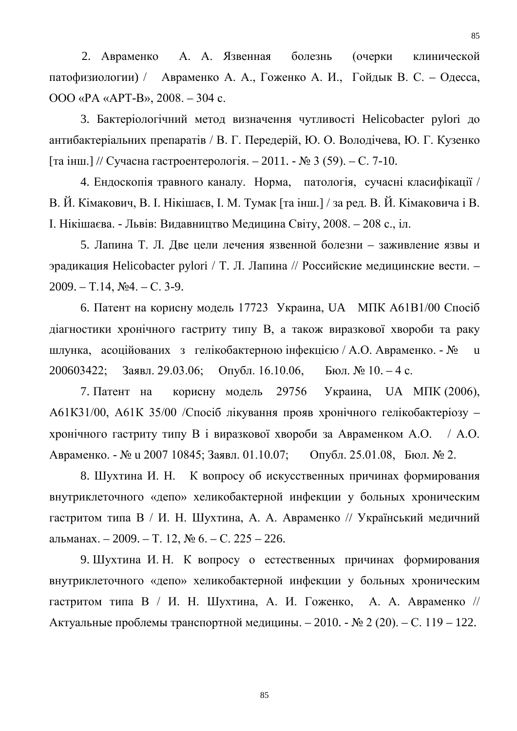2. Авраменко А. А. Язвенная болезнь (очерки клинической патофизиологии) / Авраменко А. А., Гоженко А. И., Гойдык В. С. – Одесса, ООО «РА «АРТ-В», 2008. – 304 с.

3. Бактеріологічний метод визначення чутливості Helicobacter pylori до антибактеріальних препаратів / В. Г. Передерій, Ю. О. Володічева, Ю. Г. Кузенко [та інш.] // Сучасна гастроентерологія. – 2011. - № 3 (59). – С. 7-10.

4. Ендоскопія травного каналу. Норма, патологія, сучасні класифікації / В. Й. Кімакович, В. І. Нікішаєв, І. М. Тумак [та інш.] / за ред. В. Й. Кімаковича і В. І. Нікішаєва. - Львів: Видавництво Медицина Світу, 2008. – 208 с., іл.

5. Лапина Т. Л. Две цели лечения язвенной болезни – заживление язвы и эрадикация Helicobacter pylori / Т. Л. Лапина // Российские медицинские вести. – 2009. – Т.14, №4. – С. 3-9.

6. Патент на корисну модель 17723 Украина, UA МПК А61В1/00 Спосіб діагностики хронічного гастриту типу В, а також виразкової хвороби та раку шлунка, асоційованих з гелікобактерною інфекцією / А.О. Авраменко. - № u 200603422; Заявл. 29.03.06; Опубл. 16.10.06, Бюл. № 10. – 4 с.

7. Патент на корисну модель 29756 Украина, UA МПК (2006), А61К31/00, А61К 35/00 /Спосіб лікування прояв хронічного гелікобактеріозу – хронічного гастриту типу В і виразкової хвороби за Авраменком А.О. / А.О. Авраменко. - № u 2007 10845; Заявл. 01.10.07; Опубл. 25.01.08, Бюл. № 2.

8. Шухтина И. Н. К вопросу об искусственных причинах формирования внутриклеточного «депо» хеликобактерной инфекции у больных хроническим гастритом типа В / И. Н. Шухтина, А. А. Авраменко // Український медичний альманах. – 2009. – Т. 12, № 6. – С. 225 – 226.

9. Шухтина И. Н. К вопросу о естественных причинах формирования внутриклеточного «депо» хеликобактерной инфекции у больных хроническим гастритом типа В / И. Н. Шухтина, А. И. Гоженко, А. А. Авраменко // Актуальные проблемы транспортной медицины. – 2010. - № 2 (20). – С. 119 – 122.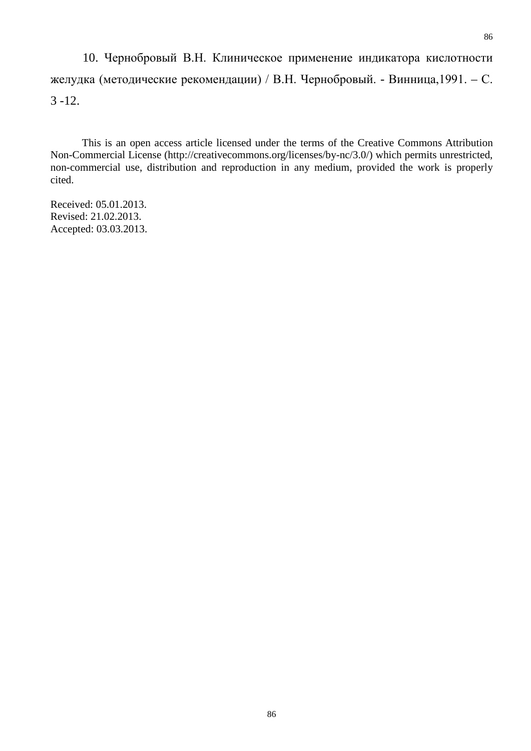10. Чернобровый В.Н. Клиническое применение индикатора кислотности желудка (методические рекомендации) / В.Н. Чернобровый. - Винница,1991. – С. 3 -12.

This is an open access article licensed under the terms of the Creative Commons Attribution Non-Commercial License (http://creativecommons.org/licenses/by-nc/3.0/) which permits unrestricted, non-commercial use, distribution and reproduction in any medium, provided the work is properly cited.

Received: 05.01.2013.
Revised: 21.02.2013.
Accepted: 03.03.2013.